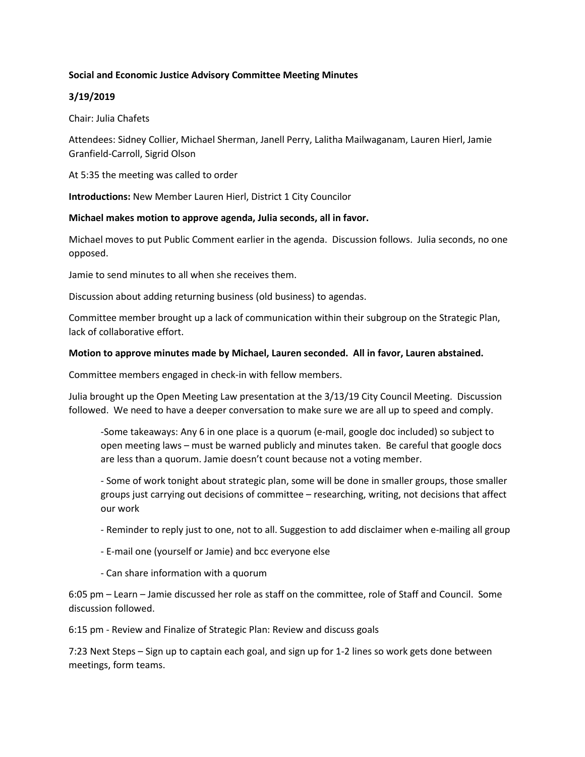**Social and Economic Justice Advisory Committee Meeting Minutes**

**3/19/2019**

Chair: Julia Chafets

Attendees: Sidney Collier, Michael Sherman, Janell Perry, Lalitha Mailwaganam, Lauren Hierl, Jamie Granfield-Carroll, Sigrid Olson

At 5:35 the meeting was called to order

**Introductions:** New Member Lauren Hierl, District 1 City Councilor

**Michael makes motion to approve agenda, Julia seconds, all in favor.**

Michael moves to put Public Comment earlier in the agenda. Discussion follows. Julia seconds, no one opposed.

Jamie to send minutes to all when she receives them.

Discussion about adding returning business (old business) to agendas.

Committee member brought up a lack of communication within their subgroup on the Strategic Plan, lack of collaborative effort.

**Motion to approve minutes made by Michael, Lauren seconded. All in favor, Lauren abstained.**

Committee members engaged in check-in with fellow members.

Julia brought up the Open Meeting Law presentation at the 3/13/19 City Council Meeting. Discussion followed. We need to have a deeper conversation to make sure we are all up to speed and comply.

> -Some takeaways: Any 6 in one place is a quorum (e-mail, google doc included) so subject to open meeting laws – must be warned publicly and minutes taken. Be careful that google docs are less than a quorum. Jamie doesn't count because not a voting member.
>
> - Some of work tonight about strategic plan, some will be done in smaller groups, those smaller groups just carrying out decisions of committee – researching, writing, not decisions that affect our work
>
> - Reminder to reply just to one, not to all. Suggestion to add disclaimer when e-mailing all group
>
> - E-mail one (yourself or Jamie) and bcc everyone else
>
> - Can share information with a quorum

6:05 pm – Learn – Jamie discussed her role as staff on the committee, role of Staff and Council. Some discussion followed.

6:15 pm - Review and Finalize of Strategic Plan: Review and discuss goals

7:23 Next Steps – Sign up to captain each goal, and sign up for 1-2 lines so work gets done between meetings, form teams.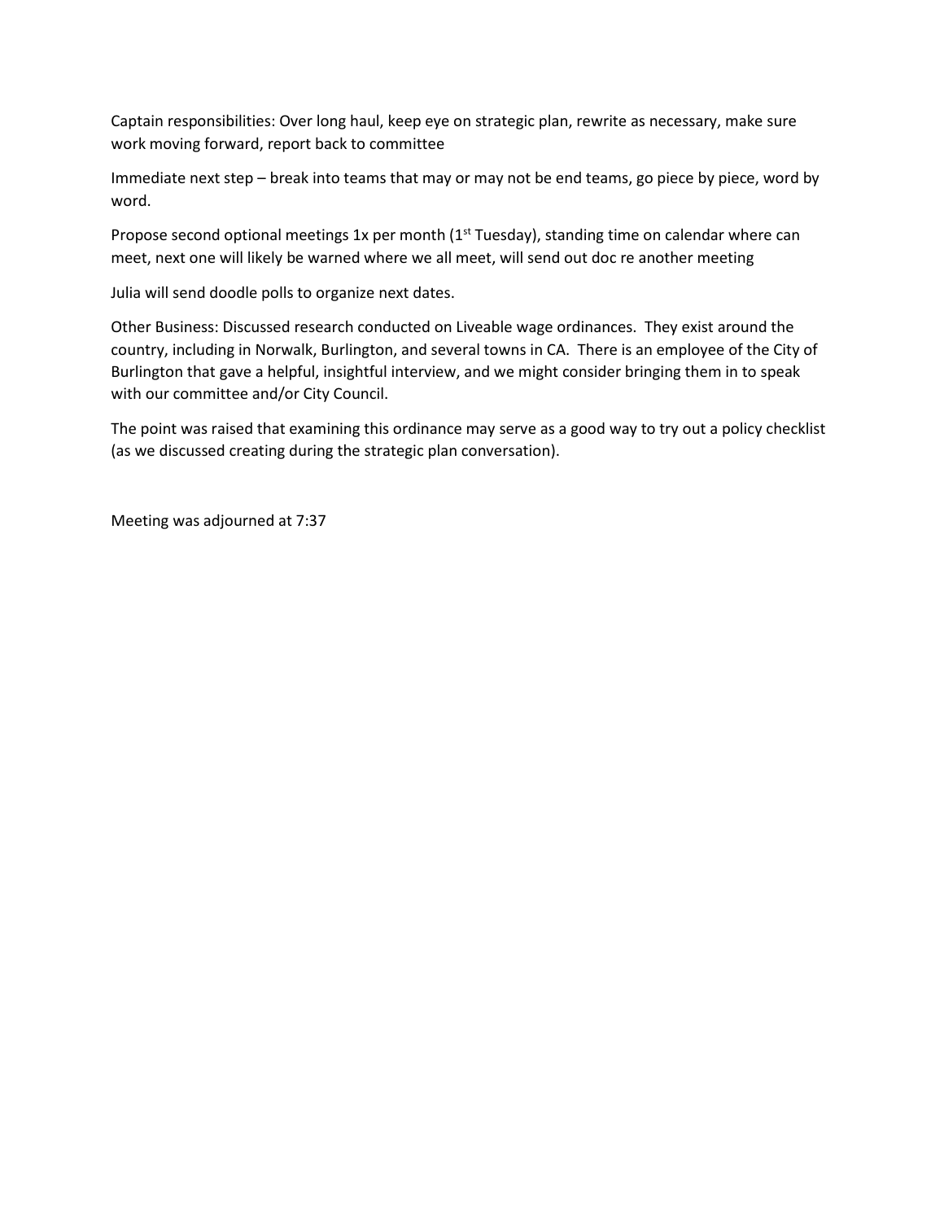Captain responsibilities: Over long haul, keep eye on strategic plan, rewrite as necessary, make sure work moving forward, report back to committee

Immediate next step – break into teams that may or may not be end teams, go piece by piece, word by word.

Propose second optional meetings 1x per month (1st Tuesday), standing time on calendar where can meet, next one will likely be warned where we all meet, will send out doc re another meeting

Julia will send doodle polls to organize next dates.

Other Business: Discussed research conducted on Liveable wage ordinances. They exist around the country, including in Norwalk, Burlington, and several towns in CA. There is an employee of the City of Burlington that gave a helpful, insightful interview, and we might consider bringing them in to speak with our committee and/or City Council.

The point was raised that examining this ordinance may serve as a good way to try out a policy checklist (as we discussed creating during the strategic plan conversation).

Meeting was adjourned at 7:37